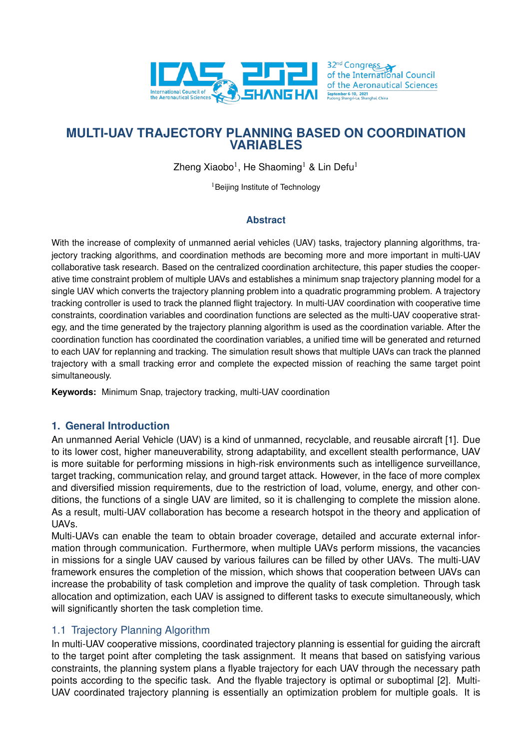# MULTI-UAV TRAJECTORY PLANNING BASED ON COORDINATION VARIABLES

Zheng Xiaobo[1], He Shaoming[1] & Lin Defu[1]

[1]Beijing Institute of Technology

## Abstract

With the increase of complexity of unmanned aerial vehicles (UAV) tasks, trajectory planning algorithms, trajectory tracking algorithms, and coordination methods are becoming more and more important in multi-UAV collaborative task research. Based on the centralized coordination architecture, this paper studies the cooperative time constraint problem of multiple UAVs and establishes a minimum snap trajectory planning model for a single UAV which converts the trajectory planning problem into a quadratic programming problem. A trajectory tracking controller is used to track the planned flight trajectory. In multi-UAV coordination with cooperative time constraints, coordination variables and coordination functions are selected as the multi-UAV cooperative strategy, and the time generated by the trajectory planning algorithm is used as the coordination variable. After the coordination function has coordinated the coordination variables, a unified time will be generated and returned to each UAV for replanning and tracking. The simulation result shows that multiple UAVs can track the planned trajectory with a small tracking error and complete the expected mission of reaching the same target point simultaneously.

**Keywords:** Minimum Snap, trajectory tracking, multi-UAV coordination

## 1. General Introduction

An unmanned Aerial Vehicle (UAV) is a kind of unmanned, recyclable, and reusable aircraft [1]. Due to its lower cost, higher maneuverability, strong adaptability, and excellent stealth performance, UAV is more suitable for performing missions in high-risk environments such as intelligence surveillance, target tracking, communication relay, and ground target attack. However, in the face of more complex and diversified mission requirements, due to the restriction of load, volume, energy, and other conditions, the functions of a single UAV are limited, so it is challenging to complete the mission alone. As a result, multi-UAV collaboration has become a research hotspot in the theory and application of UAVs.

Multi-UAVs can enable the team to obtain broader coverage, detailed and accurate external information through communication. Furthermore, when multiple UAVs perform missions, the vacancies in missions for a single UAV caused by various failures can be filled by other UAVs. The multi-UAV framework ensures the completion of the mission, which shows that cooperation between UAVs can increase the probability of task completion and improve the quality of task completion. Through task allocation and optimization, each UAV is assigned to different tasks to execute simultaneously, which will significantly shorten the task completion time.

### 1.1 Trajectory Planning Algorithm

In multi-UAV cooperative missions, coordinated trajectory planning is essential for guiding the aircraft to the target point after completing the task assignment. It means that based on satisfying various constraints, the planning system plans a flyable trajectory for each UAV through the necessary path points according to the specific task. And the flyable trajectory is optimal or suboptimal [2]. Multi-UAV coordinated trajectory planning is essentially an optimization problem for multiple goals. It is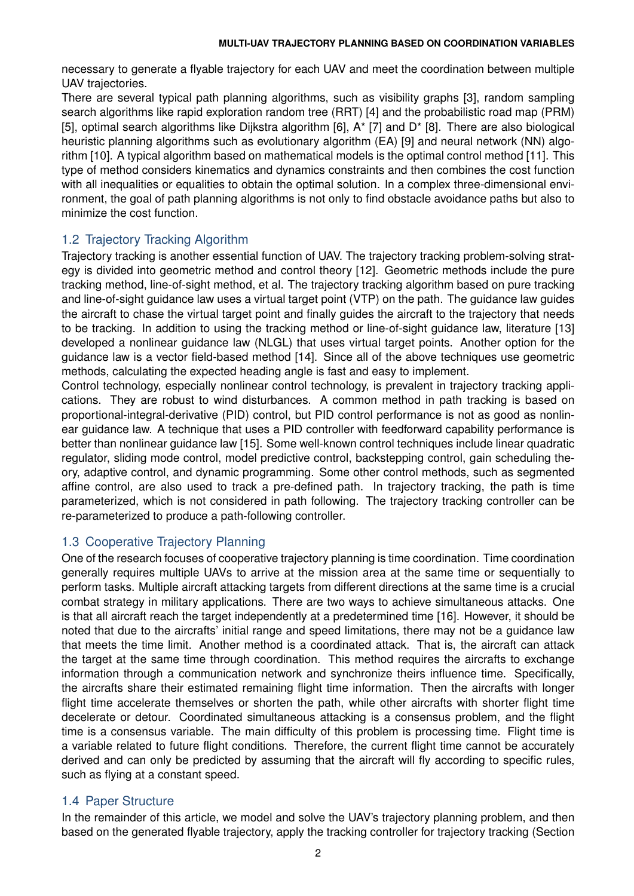necessary to generate a flyable trajectory for each UAV and meet the coordination between multiple UAV trajectories.

There are several typical path planning algorithms, such as visibility graphs [3], random sampling search algorithms like rapid exploration random tree (RRT) [4] and the probabilistic road map (PRM) [5], optimal search algorithms like Dijkstra algorithm [6], A* [7] and D* [8]. There are also biological heuristic planning algorithms such as evolutionary algorithm (EA) [9] and neural network (NN) algorithm [10]. A typical algorithm based on mathematical models is the optimal control method [11]. This type of method considers kinematics and dynamics constraints and then combines the cost function with all inequalities or equalities to obtain the optimal solution. In a complex three-dimensional environment, the goal of path planning algorithms is not only to find obstacle avoidance paths but also to minimize the cost function.

## 1.2 Trajectory Tracking Algorithm

Trajectory tracking is another essential function of UAV. The trajectory tracking problem-solving strategy is divided into geometric method and control theory [12]. Geometric methods include the pure tracking method, line-of-sight method, et al. The trajectory tracking algorithm based on pure tracking and line-of-sight guidance law uses a virtual target point (VTP) on the path. The guidance law guides the aircraft to chase the virtual target point and finally guides the aircraft to the trajectory that needs to be tracking. In addition to using the tracking method or line-of-sight guidance law, literature [13] developed a nonlinear guidance law (NLGL) that uses virtual target points. Another option for the guidance law is a vector field-based method [14]. Since all of the above techniques use geometric methods, calculating the expected heading angle is fast and easy to implement.

Control technology, especially nonlinear control technology, is prevalent in trajectory tracking applications. They are robust to wind disturbances. A common method in path tracking is based on proportional-integral-derivative (PID) control, but PID control performance is not as good as nonlinear guidance law. A technique that uses a PID controller with feedforward capability performance is better than nonlinear guidance law [15]. Some well-known control techniques include linear quadratic regulator, sliding mode control, model predictive control, backstepping control, gain scheduling theory, adaptive control, and dynamic programming. Some other control methods, such as segmented affine control, are also used to track a pre-defined path. In trajectory tracking, the path is time parameterized, which is not considered in path following. The trajectory tracking controller can be re-parameterized to produce a path-following controller.

## 1.3 Cooperative Trajectory Planning

One of the research focuses of cooperative trajectory planning is time coordination. Time coordination generally requires multiple UAVs to arrive at the mission area at the same time or sequentially to perform tasks. Multiple aircraft attacking targets from different directions at the same time is a crucial combat strategy in military applications. There are two ways to achieve simultaneous attacks. One is that all aircraft reach the target independently at a predetermined time [16]. However, it should be noted that due to the aircrafts' initial range and speed limitations, there may not be a guidance law that meets the time limit. Another method is a coordinated attack. That is, the aircraft can attack the target at the same time through coordination. This method requires the aircrafts to exchange information through a communication network and synchronize theirs influence time. Specifically, the aircrafts share their estimated remaining flight time information. Then the aircrafts with longer flight time accelerate themselves or shorten the path, while other aircrafts with shorter flight time decelerate or detour. Coordinated simultaneous attacking is a consensus problem, and the flight time is a consensus variable. The main difficulty of this problem is processing time. Flight time is a variable related to future flight conditions. Therefore, the current flight time cannot be accurately derived and can only be predicted by assuming that the aircraft will fly according to specific rules, such as flying at a constant speed.

## 1.4 Paper Structure

In the remainder of this article, we model and solve the UAV's trajectory planning problem, and then based on the generated flyable trajectory, apply the tracking controller for trajectory tracking (Section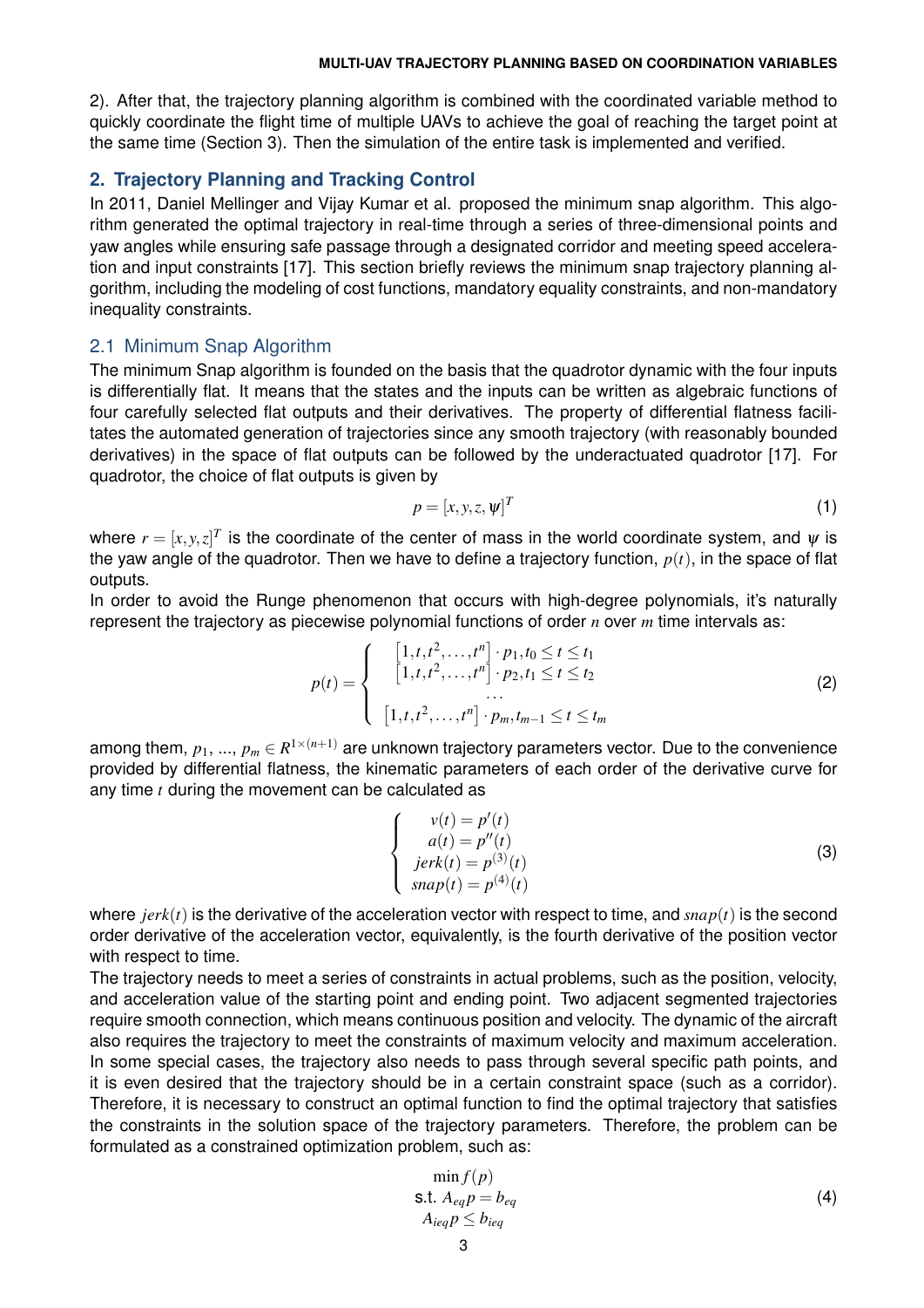2). After that, the trajectory planning algorithm is combined with the coordinated variable method to quickly coordinate the flight time of multiple UAVs to achieve the goal of reaching the target point at the same time (Section 3). Then the simulation of the entire task is implemented and verified.

## 2. Trajectory Planning and Tracking Control

In 2011, Daniel Mellinger and Vijay Kumar et al. proposed the minimum snap algorithm. This algorithm generated the optimal trajectory in real-time through a series of three-dimensional points and yaw angles while ensuring safe passage through a designated corridor and meeting speed acceleration and input constraints [17]. This section briefly reviews the minimum snap trajectory planning algorithm, including the modeling of cost functions, mandatory equality constraints, and non-mandatory inequality constraints.

### 2.1 Minimum Snap Algorithm

The minimum Snap algorithm is founded on the basis that the quadrotor dynamic with the four inputs is differentially flat. It means that the states and the inputs can be written as algebraic functions of four carefully selected flat outputs and their derivatives. The property of differential flatness facilitates the automated generation of trajectories since any smooth trajectory (with reasonably bounded derivatives) in the space of flat outputs can be followed by the underactuated quadrotor [17]. For quadrotor, the choice of flat outputs is given by

$$p = [x, y, z, \psi]^T \tag{1}$$

where $r = [x, y, z]^T$ is the coordinate of the center of mass in the world coordinate system, and $\psi$ is the yaw angle of the quadrotor. Then we have to define a trajectory function, $p(t)$, in the space of flat outputs.

In order to avoid the Runge phenomenon that occurs with high-degree polynomials, it's naturally represent the trajectory as piecewise polynomial functions of order $n$ over $m$ time intervals as:

$$p(t) = \begin{cases} \left[1, t, t^2, \ldots, t^n\right] \cdot p_1, t_0 \leq t \leq t_1 \\ \left[1, t, t^2, \ldots, t^n\right] \cdot p_2, t_1 \leq t \leq t_2 \\ \ldots \\ \left[1, t, t^2, \ldots, t^n\right] \cdot p_m, t_{m-1} \leq t \leq t_m \end{cases} \tag{2}$$

among them, $p_1$, ..., $p_m \in R^{1\times(n+1)}$ are unknown trajectory parameters vector. Due to the convenience provided by differential flatness, the kinematic parameters of each order of the derivative curve for any time $t$ during the movement can be calculated as

$$\begin{cases} v(t) = p'(t) \\ a(t) = p''(t) \\ jerk(t) = p^{(3)}(t) \\ snap(t) = p^{(4)}(t) \end{cases} \tag{3}$$

where $jerk(t)$ is the derivative of the acceleration vector with respect to time, and $snap(t)$ is the second order derivative of the acceleration vector, equivalently, is the fourth derivative of the position vector with respect to time.

The trajectory needs to meet a series of constraints in actual problems, such as the position, velocity, and acceleration value of the starting point and ending point. Two adjacent segmented trajectories require smooth connection, which means continuous position and velocity. The dynamic of the aircraft also requires the trajectory to meet the constraints of maximum velocity and maximum acceleration. In some special cases, the trajectory also needs to pass through several specific path points, and it is even desired that the trajectory should be in a certain constraint space (such as a corridor). Therefore, it is necessary to construct an optimal function to find the optimal trajectory that satisfies the constraints in the solution space of the trajectory parameters. Therefore, the problem can be formulated as a constrained optimization problem, such as:

$$\begin{aligned} &\min f(p) \\ &\text{s.t. } A_{eq} p = b_{eq} \\ &A_{ieq} p \leq b_{ieq} \end{aligned} \tag{4}$$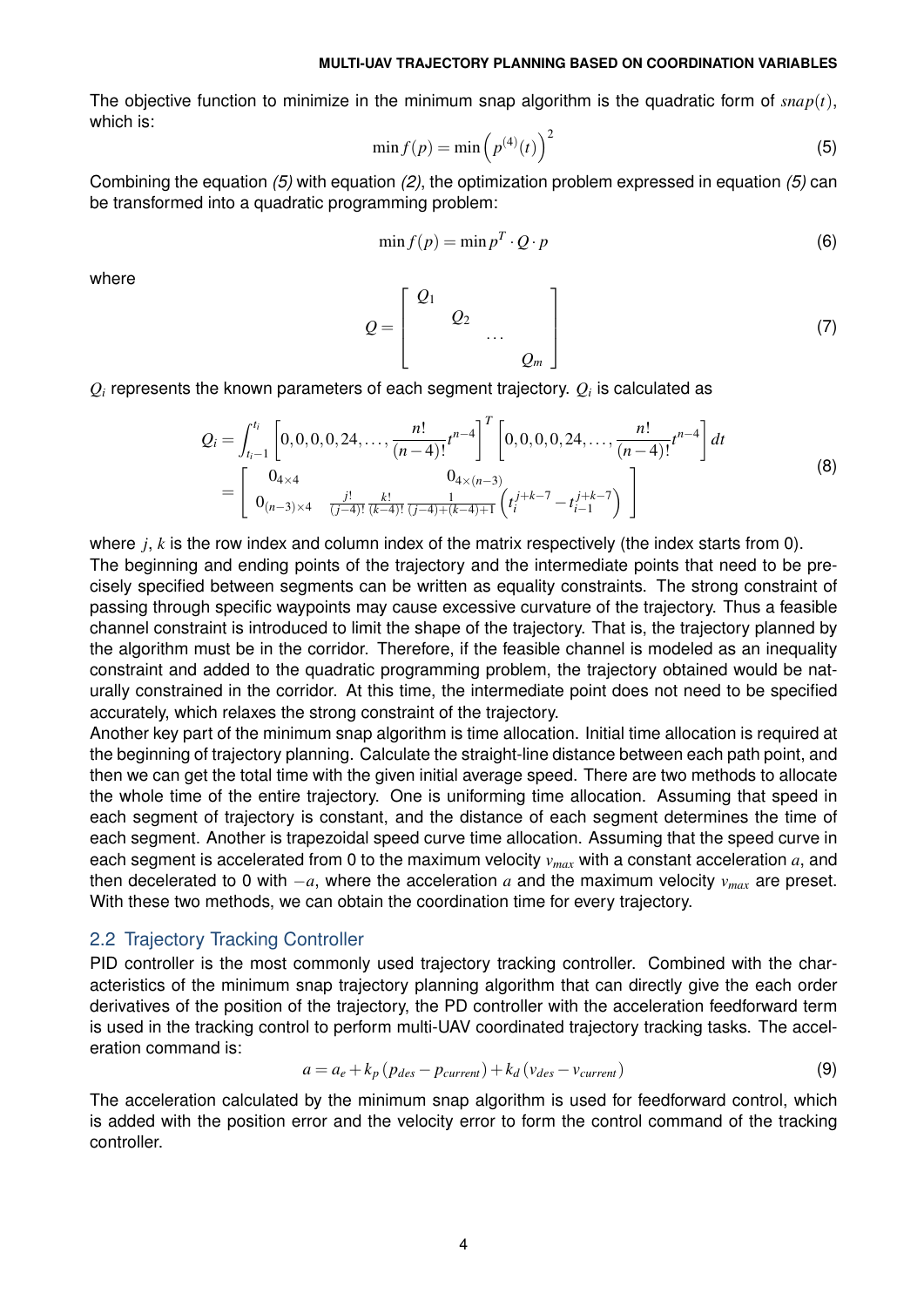The objective function to minimize in the minimum snap algorithm is the quadratic form of $snap(t)$, which is:

$$\min f(p) = \min \left(p^{(4)}(t)\right)^2 \tag{5}$$

Combining the equation *(5)* with equation *(2)*, the optimization problem expressed in equation *(5)* can be transformed into a quadratic programming problem:

$$\min f(p) = \min p^T \cdot Q \cdot p \tag{6}$$

where

$$Q = \begin{bmatrix} Q_1 & & & \\ & Q_2 & & \\ & & \cdots & \\ & & & Q_m \end{bmatrix} \tag{7}$$

$Q_i$ represents the known parameters of each segment trajectory. $Q_i$ is calculated as

$$\begin{aligned} Q_i &= \int_{t_i-1}^{t_i} \left[0,0,0,0,24,\ldots,\frac{n!}{(n-4)!}t^{n-4}\right]^T \left[0,0,0,0,24,\ldots,\frac{n!}{(n-4)!}t^{n-4}\right] dt \\ &= \begin{bmatrix} 0_{4\times4} & 0_{4\times(n-3)} \\ 0_{(n-3)\times4} & \frac{j!}{(j-4)!}\frac{k!}{(k-4)!}\frac{1}{(j-4)+(k-4)+1}\left(t_i^{j+k-7} - t_{i-1}^{j+k-7}\right) \end{bmatrix} \end{aligned} \tag{8}$$

where $j$, $k$ is the row index and column index of the matrix respectively (the index starts from 0).
The beginning and ending points of the trajectory and the intermediate points that need to be precisely specified between segments can be written as equality constraints. The strong constraint of passing through specific waypoints may cause excessive curvature of the trajectory. Thus a feasible channel constraint is introduced to limit the shape of the trajectory. That is, the trajectory planned by the algorithm must be in the corridor. Therefore, if the feasible channel is modeled as an inequality constraint and added to the quadratic programming problem, the trajectory obtained would be naturally constrained in the corridor. At this time, the intermediate point does not need to be specified accurately, which relaxes the strong constraint of the trajectory.
Another key part of the minimum snap algorithm is time allocation. Initial time allocation is required at the beginning of trajectory planning. Calculate the straight-line distance between each path point, and then we can get the total time with the given initial average speed. There are two methods to allocate the whole time of the entire trajectory. One is uniforming time allocation. Assuming that speed in each segment of trajectory is constant, and the distance of each segment determines the time of each segment. Another is trapezoidal speed curve time allocation. Assuming that the speed curve in each segment is accelerated from 0 to the maximum velocity $v_{max}$ with a constant acceleration $a$, and then decelerated to 0 with $-a$, where the acceleration $a$ and the maximum velocity $v_{max}$ are preset. With these two methods, we can obtain the coordination time for every trajectory.

## 2.2 Trajectory Tracking Controller

PID controller is the most commonly used trajectory tracking controller. Combined with the characteristics of the minimum snap trajectory planning algorithm that can directly give the each order derivatives of the position of the trajectory, the PD controller with the acceleration feedforward term is used in the tracking control to perform multi-UAV coordinated trajectory tracking tasks. The acceleration command is:

$$a = a_e + k_p\left(p_{des} - p_{current}\right) + k_d\left(v_{des} - v_{current}\right) \tag{9}$$

The acceleration calculated by the minimum snap algorithm is used for feedforward control, which is added with the position error and the velocity error to form the control command of the tracking controller.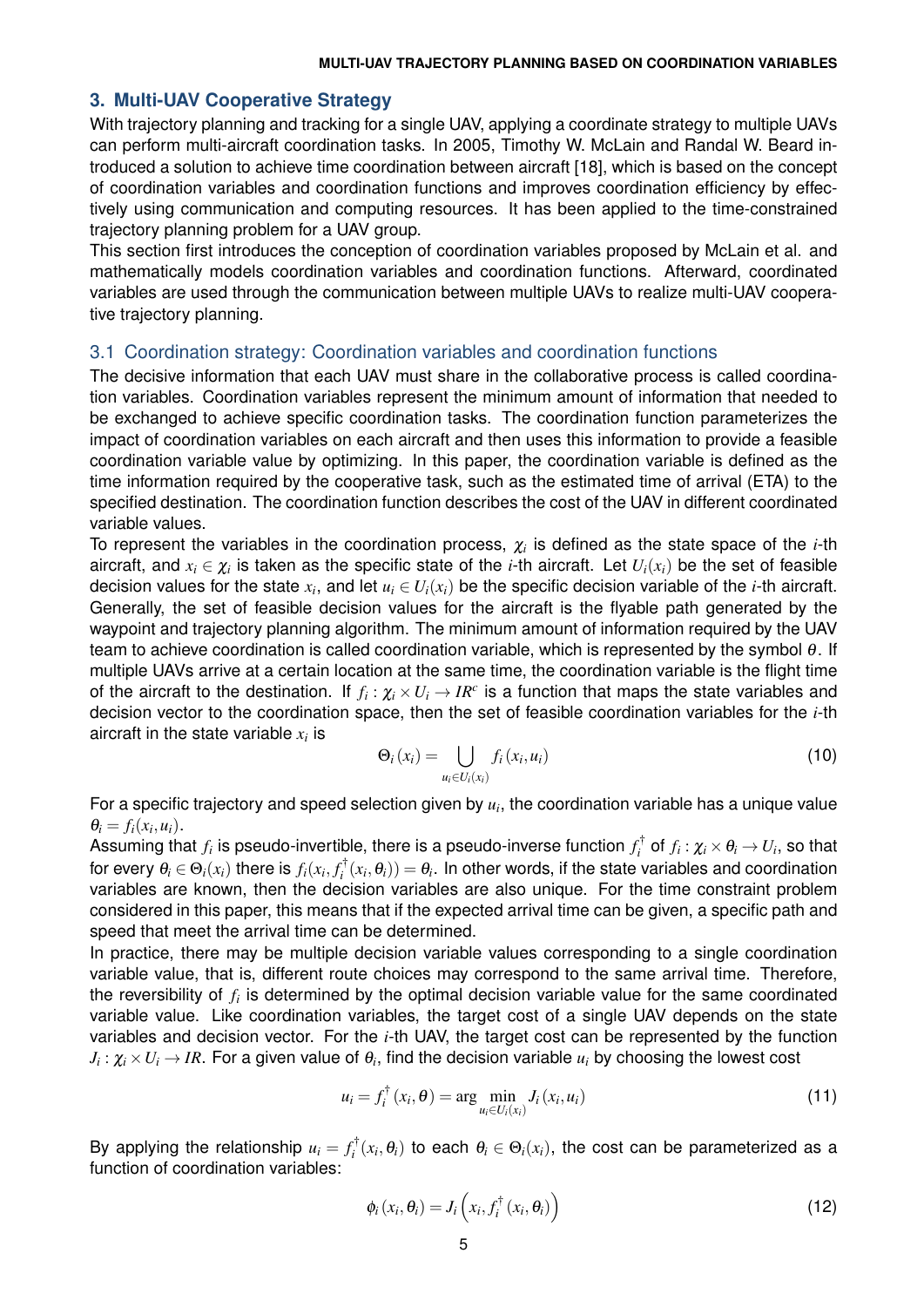## 3. Multi-UAV Cooperative Strategy

With trajectory planning and tracking for a single UAV, applying a coordinate strategy to multiple UAVs can perform multi-aircraft coordination tasks. In 2005, Timothy W. McLain and Randal W. Beard introduced a solution to achieve time coordination between aircraft [18], which is based on the concept of coordination variables and coordination functions and improves coordination efficiency by effectively using communication and computing resources. It has been applied to the time-constrained trajectory planning problem for a UAV group.

This section first introduces the conception of coordination variables proposed by McLain et al. and mathematically models coordination variables and coordination functions. Afterward, coordinated variables are used through the communication between multiple UAVs to realize multi-UAV cooperative trajectory planning.

### 3.1 Coordination strategy: Coordination variables and coordination functions

The decisive information that each UAV must share in the collaborative process is called coordination variables. Coordination variables represent the minimum amount of information that needed to be exchanged to achieve specific coordination tasks. The coordination function parameterizes the impact of coordination variables on each aircraft and then uses this information to provide a feasible coordination variable value by optimizing. In this paper, the coordination variable is defined as the time information required by the cooperative task, such as the estimated time of arrival (ETA) to the specified destination. The coordination function describes the cost of the UAV in different coordinated variable values.

To represent the variables in the coordination process, $\chi_i$ is defined as the state space of the $i$-th aircraft, and $x_i \in \chi_i$ is taken as the specific state of the $i$-th aircraft. Let $U_i(x_i)$ be the set of feasible decision values for the state $x_i$, and let $u_i \in U_i(x_i)$ be the specific decision variable of the $i$-th aircraft. Generally, the set of feasible decision values for the aircraft is the flyable path generated by the waypoint and trajectory planning algorithm. The minimum amount of information required by the UAV team to achieve coordination is called coordination variable, which is represented by the symbol $\theta$. If multiple UAVs arrive at a certain location at the same time, the coordination variable is the flight time of the aircraft to the destination. If $f_i : \chi_i \times U_i \to IR^c$ is a function that maps the state variables and decision vector to the coordination space, then the set of feasible coordination variables for the $i$-th aircraft in the state variable $x_i$ is

$$\Theta_i(x_i) = \bigcup_{u_i \in U_i(x_i)} f_i(x_i, u_i) \tag{10}$$

For a specific trajectory and speed selection given by $u_i$, the coordination variable has a unique value $\theta_i = f_i(x_i, u_i)$.

Assuming that $f_i$ is pseudo-invertible, there is a pseudo-inverse function $f_i^\dagger$ of $f_i : \chi_i \times \theta_i \to U_i$, so that for every $\theta_i \in \Theta_i(x_i)$ there is $f_i(x_i, f_i^\dagger(x_i, \theta_i)) = \theta_i$. In other words, if the state variables and coordination variables are known, then the decision variables are also unique. For the time constraint problem considered in this paper, this means that if the expected arrival time can be given, a specific path and speed that meet the arrival time can be determined.

In practice, there may be multiple decision variable values corresponding to a single coordination variable value, that is, different route choices may correspond to the same arrival time. Therefore, the reversibility of $f_i$ is determined by the optimal decision variable value for the same coordinated variable value. Like coordination variables, the target cost of a single UAV depends on the state variables and decision vector. For the $i$-th UAV, the target cost can be represented by the function $J_i : \chi_i \times U_i \to IR$. For a given value of $\theta_i$, find the decision variable $u_i$ by choosing the lowest cost

$$u_i = f_i^\dagger(x_i, \theta) = \arg \min_{u_i \in U_i(x_i)} J_i(x_i, u_i) \tag{11}$$

By applying the relationship $u_i = f_i^\dagger(x_i, \theta_i)$ to each $\theta_i \in \Theta_i(x_i)$, the cost can be parameterized as a function of coordination variables:

$$\phi_i(x_i, \theta_i) = J_i\left(x_i, f_i^\dagger(x_i, \theta_i)\right) \tag{12}$$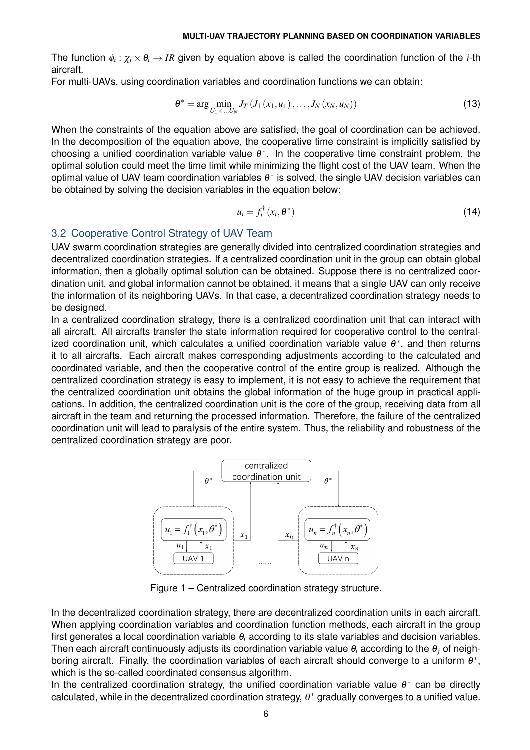The function $\phi_i : \chi_i \times \theta_i \to IR$ given by equation above is called the coordination function of the $i$-th aircraft.

For multi-UAVs, using coordination variables and coordination functions we can obtain:

$$\theta^* = \arg \min_{U_1 \times \ldots U_N} J_T \left( J_1 \left( x_1, u_1 \right), \ldots, J_N \left( x_N, u_N \right) \right) \tag{13}$$

When the constraints of the equation above are satisfied, the goal of coordination can be achieved. In the decomposition of the equation above, the cooperative time constraint is implicitly satisfied by choosing a unified coordination variable value $\theta^*$. In the cooperative time constraint problem, the optimal solution could meet the time limit while minimizing the flight cost of the UAV team. When the optimal value of UAV team coordination variables $\theta^*$ is solved, the single UAV decision variables can be obtained by solving the decision variables in the equation below:

$$u_i = f_i^{\dagger} \left( x_i, \theta^* \right) \tag{14}$$

## 3.2 Cooperative Control Strategy of UAV Team

UAV swarm coordination strategies are generally divided into centralized coordination strategies and decentralized coordination strategies. If a centralized coordination unit in the group can obtain global information, then a globally optimal solution can be obtained. Suppose there is no centralized coordination unit, and global information cannot be obtained, it means that a single UAV can only receive the information of its neighboring UAVs. In that case, a decentralized coordination strategy needs to be designed.

In a centralized coordination strategy, there is a centralized coordination unit that can interact with all aircraft. All aircrafts transfer the state information required for cooperative control to the centralized coordination unit, which calculates a unified coordination variable value $\theta^*$, and then returns it to all aircrafts. Each aircraft makes corresponding adjustments according to the calculated and coordinated variable, and then the cooperative control of the entire group is realized. Although the centralized coordination strategy is easy to implement, it is not easy to achieve the requirement that the centralized coordination unit obtains the global information of the huge group in practical applications. In addition, the centralized coordination unit is the core of the group, receiving data from all aircraft in the team and returning the processed information. Therefore, the failure of the centralized coordination unit will lead to paralysis of the entire system. Thus, the reliability and robustness of the centralized coordination strategy are poor.

Figure 1 – Centralized coordination strategy structure.

In the decentralized coordination strategy, there are decentralized coordination units in each aircraft. When applying coordination variables and coordination function methods, each aircraft in the group first generates a local coordination variable $\theta_i$ according to its state variables and decision variables. Then each aircraft continuously adjusts its coordination variable value $\theta_i$ according to the $\theta_j$ of neighboring aircraft. Finally, the coordination variables of each aircraft should converge to a uniform $\theta^*$, which is the so-called coordinated consensus algorithm.

In the centralized coordination strategy, the unified coordination variable value $\theta^*$ can be directly calculated, while in the decentralized coordination strategy, $\theta^*$ gradually converges to a unified value.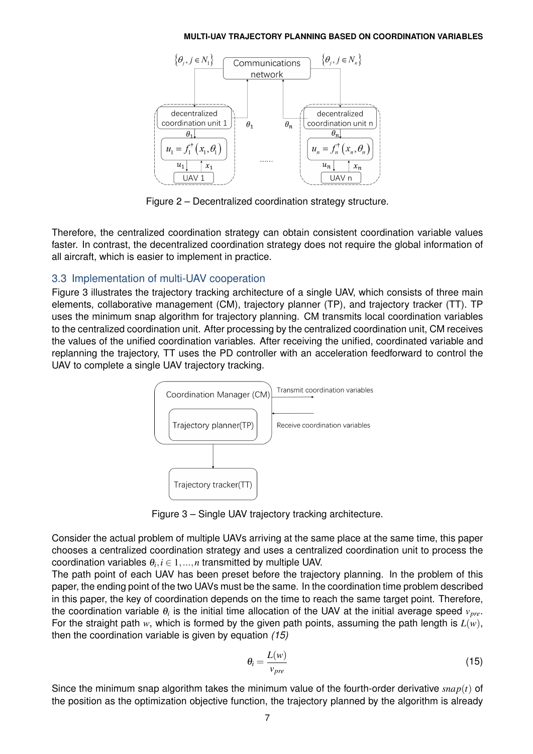Figure 2 – Decentralized coordination strategy structure.

Therefore, the centralized coordination strategy can obtain consistent coordination variable values faster. In contrast, the decentralized coordination strategy does not require the global information of all aircraft, which is easier to implement in practice.

## 3.3 Implementation of multi-UAV cooperation

Figure 3 illustrates the trajectory tracking architecture of a single UAV, which consists of three main elements, collaborative management (CM), trajectory planner (TP), and trajectory tracker (TT). TP uses the minimum snap algorithm for trajectory planning. CM transmits local coordination variables to the centralized coordination unit. After processing by the centralized coordination unit, CM receives the values of the unified coordination variables. After receiving the unified, coordinated variable and replanning the trajectory, TT uses the PD controller with an acceleration feedforward to control the UAV to complete a single UAV trajectory tracking.

Figure 3 – Single UAV trajectory tracking architecture.

Consider the actual problem of multiple UAVs arriving at the same place at the same time, this paper chooses a centralized coordination strategy and uses a centralized coordination unit to process the coordination variables $\theta_i, i \in 1, \ldots, n$ transmitted by multiple UAV.

The path point of each UAV has been preset before the trajectory planning. In the problem of this paper, the ending point of the two UAVs must be the same. In the coordination time problem described in this paper, the key of coordination depends on the time to reach the same target point. Therefore, the coordination variable $\theta_i$ is the initial time allocation of the UAV at the initial average speed $v_{pre}$. For the straight path $w$, which is formed by the given path points, assuming the path length is $L(w)$, then the coordination variable is given by equation *(15)*

$$\theta_i = \frac{L(w)}{v_{pre}} \tag{15}$$

Since the minimum snap algorithm takes the minimum value of the fourth-order derivative $snap(t)$ of the position as the optimization objective function, the trajectory planned by the algorithm is already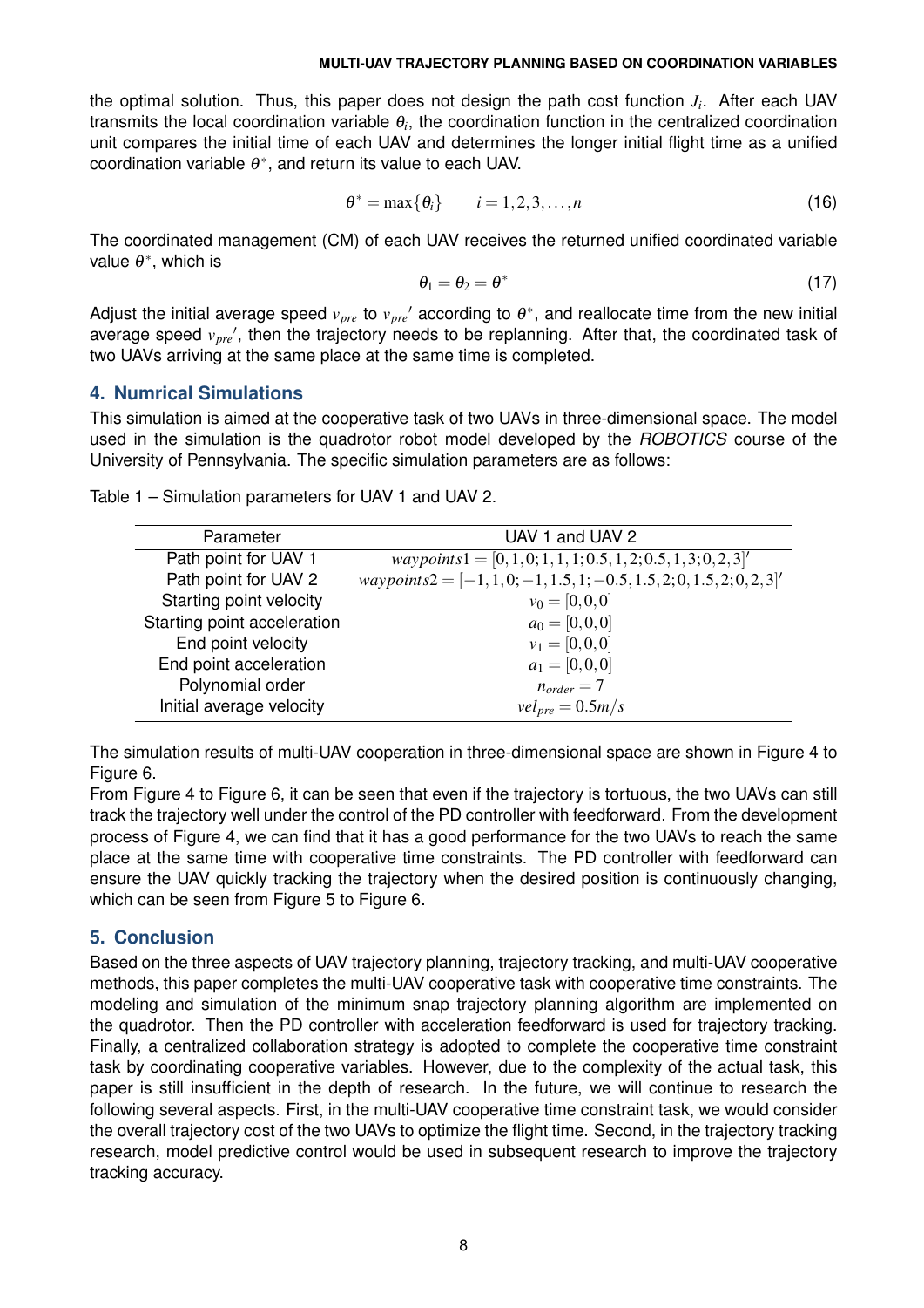the optimal solution. Thus, this paper does not design the path cost function $J_i$. After each UAV transmits the local coordination variable $\theta_i$, the coordination function in the centralized coordination unit compares the initial time of each UAV and determines the longer initial flight time as a unified coordination variable $\theta^*$, and return its value to each UAV.

$$\theta^* = \max\{\theta_i\} \qquad i = 1,2,3,\ldots,n \tag{16}$$

The coordinated management (CM) of each UAV receives the returned unified coordinated variable value $\theta^*$, which is

$$\theta_1 = \theta_2 = \theta^* \tag{17}$$

Adjust the initial average speed $v_{pre}$ to $v_{pre}{}'$ according to $\theta^*$, and reallocate time from the new initial average speed $v_{pre}{}'$, then the trajectory needs to be replanning. After that, the coordinated task of two UAVs arriving at the same place at the same time is completed.

## 4. Numrical Simulations

This simulation is aimed at the cooperative task of two UAVs in three-dimensional space. The model used in the simulation is the quadrotor robot model developed by the *ROBOTICS* course of the University of Pennsylvania. The specific simulation parameters are as follows:

Table 1 – Simulation parameters for UAV 1 and UAV 2.

| Parameter | UAV 1 and UAV 2 |
|---|---|
| Path point for UAV 1 | $waypoints1 = [0,1,0;1,1,1;0.5,1,2;0.5,1,3;0,2,3]'$ |
| Path point for UAV 2 | $waypoints2 = [-1,1,0;-1,1.5,1;-0.5,1.5,2;0,1.5,2;0,2,3]'$ |
| Starting point velocity | $v_0 = [0,0,0]$ |
| Starting point acceleration | $a_0 = [0,0,0]$ |
| End point velocity | $v_1 = [0,0,0]$ |
| End point acceleration | $a_1 = [0,0,0]$ |
| Polynomial order | $n_{order} = 7$ |
| Initial average velocity | $vel_{pre} = 0.5m/s$ |

The simulation results of multi-UAV cooperation in three-dimensional space are shown in Figure 4 to Figure 6.

From Figure 4 to Figure 6, it can be seen that even if the trajectory is tortuous, the two UAVs can still track the trajectory well under the control of the PD controller with feedforward. From the development process of Figure 4, we can find that it has a good performance for the two UAVs to reach the same place at the same time with cooperative time constraints. The PD controller with feedforward can ensure the UAV quickly tracking the trajectory when the desired position is continuously changing, which can be seen from Figure 5 to Figure 6.

## 5. Conclusion

Based on the three aspects of UAV trajectory planning, trajectory tracking, and multi-UAV cooperative methods, this paper completes the multi-UAV cooperative task with cooperative time constraints. The modeling and simulation of the minimum snap trajectory planning algorithm are implemented on the quadrotor. Then the PD controller with acceleration feedforward is used for trajectory tracking. Finally, a centralized collaboration strategy is adopted to complete the cooperative time constraint task by coordinating cooperative variables. However, due to the complexity of the actual task, this paper is still insufficient in the depth of research. In the future, we will continue to research the following several aspects. First, in the multi-UAV cooperative time constraint task, we would consider the overall trajectory cost of the two UAVs to optimize the flight time. Second, in the trajectory tracking research, model predictive control would be used in subsequent research to improve the trajectory tracking accuracy.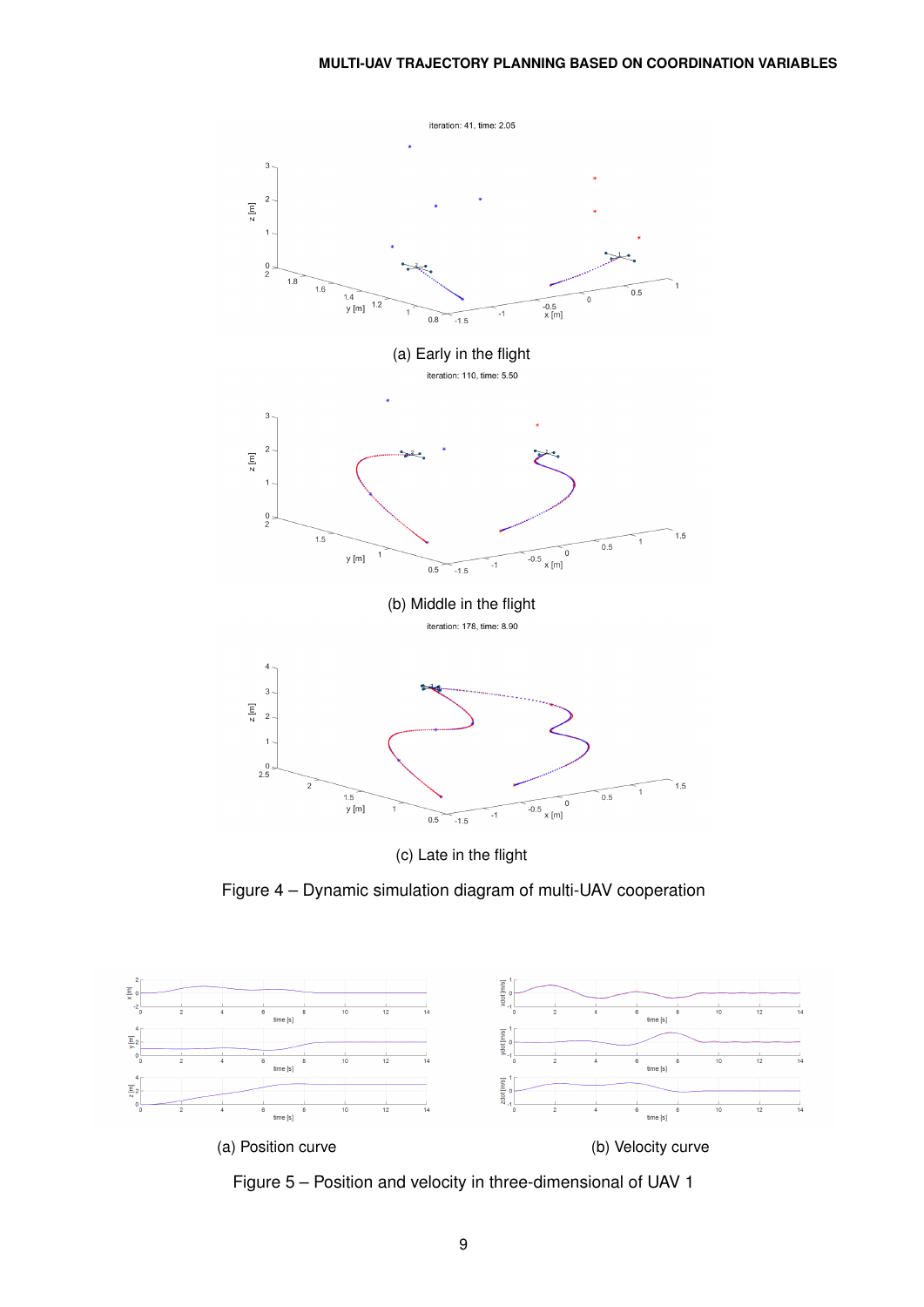(a) Early in the flight

(b) Middle in the flight

(c) Late in the flight

Figure 4 – Dynamic simulation diagram of multi-UAV cooperation

(a) Position curve

(b) Velocity curve

Figure 5 – Position and velocity in three-dimensional of UAV 1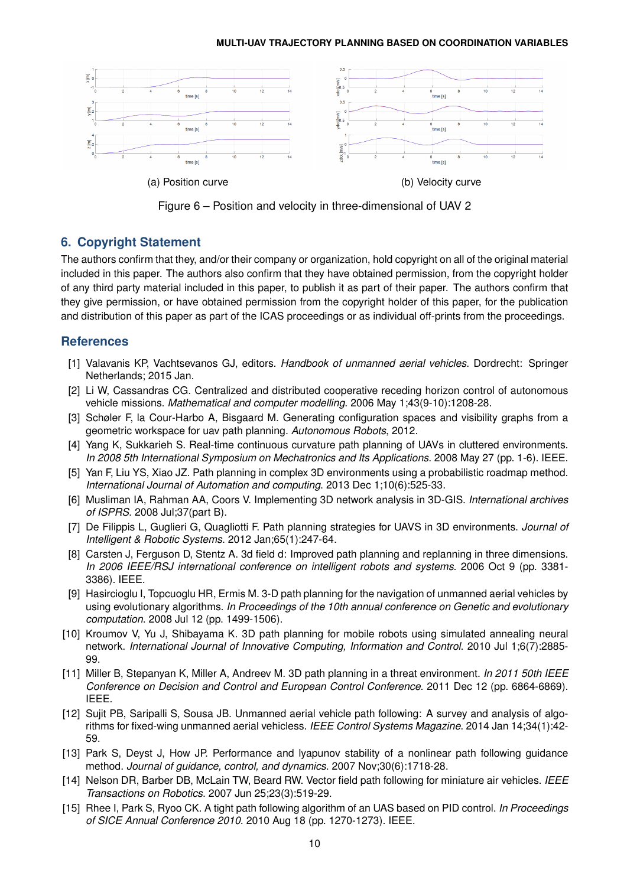(a) Position curve

(b) Velocity curve

Figure 6 – Position and velocity in three-dimensional of UAV 2

## 6. Copyright Statement

The authors confirm that they, and/or their company or organization, hold copyright on all of the original material included in this paper. The authors also confirm that they have obtained permission, from the copyright holder of any third party material included in this paper, to publish it as part of their paper. The authors confirm that they give permission, or have obtained permission from the copyright holder of this paper, for the publication and distribution of this paper as part of the ICAS proceedings or as individual off-prints from the proceedings.

## References

[1] Valavanis KP, Vachtsevanos GJ, editors. *Handbook of unmanned aerial vehicles*. Dordrecht: Springer Netherlands; 2015 Jan.

[2] Li W, Cassandras CG. Centralized and distributed cooperative receding horizon control of autonomous vehicle missions. *Mathematical and computer modelling*. 2006 May 1;43(9-10):1208-28.

[3] Schøler F, la Cour-Harbo A, Bisgaard M. Generating configuration spaces and visibility graphs from a geometric workspace for uav path planning. *Autonomous Robots*, 2012.

[4] Yang K, Sukkarieh S. Real-time continuous curvature path planning of UAVs in cluttered environments. *In 2008 5th International Symposium on Mechatronics and Its Applications*. 2008 May 27 (pp. 1-6). IEEE.

[5] Yan F, Liu YS, Xiao JZ. Path planning in complex 3D environments using a probabilistic roadmap method. *International Journal of Automation and computing*. 2013 Dec 1;10(6):525-33.

[6] Musliman IA, Rahman AA, Coors V. Implementing 3D network analysis in 3D-GIS. *International archives of ISPRS*. 2008 Jul;37(part B).

[7] De Filippis L, Guglieri G, Quagliotti F. Path planning strategies for UAVS in 3D environments. *Journal of Intelligent & Robotic Systems*. 2012 Jan;65(1):247-64.

[8] Carsten J, Ferguson D, Stentz A. 3d field d: Improved path planning and replanning in three dimensions. *In 2006 IEEE/RSJ international conference on intelligent robots and systems*. 2006 Oct 9 (pp. 3381-3386). IEEE.

[9] Hasircioglu I, Topcuoglu HR, Ermis M. 3-D path planning for the navigation of unmanned aerial vehicles by using evolutionary algorithms. *In Proceedings of the 10th annual conference on Genetic and evolutionary computation*. 2008 Jul 12 (pp. 1499-1506).

[10] Kroumov V, Yu J, Shibayama K. 3D path planning for mobile robots using simulated annealing neural network. *International Journal of Innovative Computing, Information and Control*. 2010 Jul 1;6(7):2885-99.

[11] Miller B, Stepanyan K, Miller A, Andreev M. 3D path planning in a threat environment. *In 2011 50th IEEE Conference on Decision and Control and European Control Conference*. 2011 Dec 12 (pp. 6864-6869). IEEE.

[12] Sujit PB, Saripalli S, Sousa JB. Unmanned aerial vehicle path following: A survey and analysis of algorithms for fixed-wing unmanned aerial vehicless. *IEEE Control Systems Magazine*. 2014 Jan 14;34(1):42-59.

[13] Park S, Deyst J, How JP. Performance and lyapunov stability of a nonlinear path following guidance method. *Journal of guidance, control, and dynamics*. 2007 Nov;30(6):1718-28.

[14] Nelson DR, Barber DB, McLain TW, Beard RW. Vector field path following for miniature air vehicles. *IEEE Transactions on Robotics*. 2007 Jun 25;23(3):519-29.

[15] Rhee I, Park S, Ryoo CK. A tight path following algorithm of an UAS based on PID control. *In Proceedings of SICE Annual Conference 2010*. 2010 Aug 18 (pp. 1270-1273). IEEE.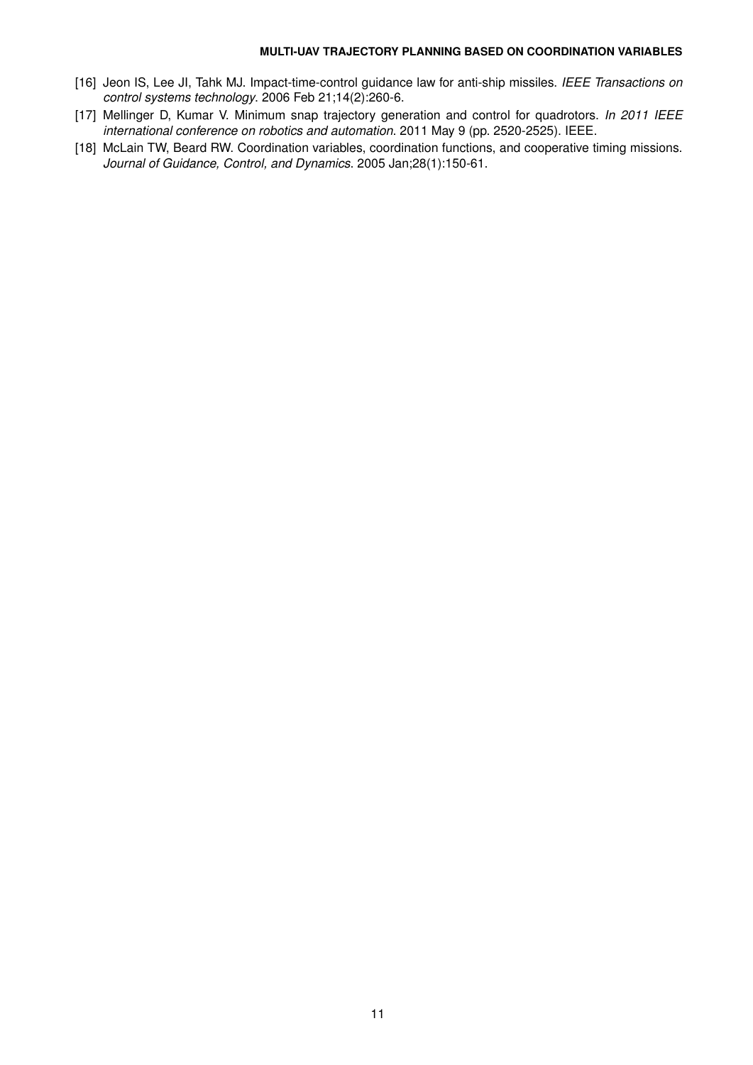[16] Jeon IS, Lee JI, Tahk MJ. Impact-time-control guidance law for anti-ship missiles. *IEEE Transactions on control systems technology*. 2006 Feb 21;14(2):260-6.

[17] Mellinger D, Kumar V. Minimum snap trajectory generation and control for quadrotors. *In 2011 IEEE international conference on robotics and automation*. 2011 May 9 (pp. 2520-2525). IEEE.

[18] McLain TW, Beard RW. Coordination variables, coordination functions, and cooperative timing missions. *Journal of Guidance, Control, and Dynamics*. 2005 Jan;28(1):150-61.